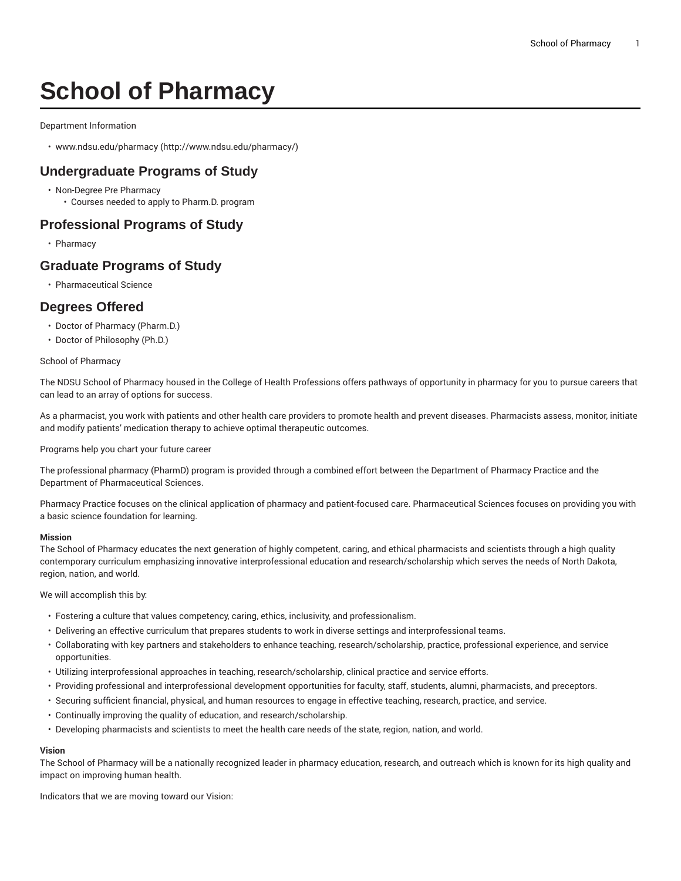# School of Pharmacy

Department Information

- www.ndsu.edu/pharmacy (http://www.ndsu.edu/pharmacy/)

## Undergraduate Programs of Study

- Non-Degree Pre Pharmacy
  - Courses needed to apply to Pharm.D. program

## Professional Programs of Study

- Pharmacy

## Graduate Programs of Study

- Pharmaceutical Science

## Degrees Offered

- Doctor of Pharmacy (Pharm.D.)
- Doctor of Philosophy (Ph.D.)

School of Pharmacy

The NDSU School of Pharmacy housed in the College of Health Professions offers pathways of opportunity in pharmacy for you to pursue careers that can lead to an array of options for success.

As a pharmacist, you work with patients and other health care providers to promote health and prevent diseases. Pharmacists assess, monitor, initiate and modify patients' medication therapy to achieve optimal therapeutic outcomes.

Programs help you chart your future career

The professional pharmacy (PharmD) program is provided through a combined effort between the Department of Pharmacy Practice and the Department of Pharmaceutical Sciences.

Pharmacy Practice focuses on the clinical application of pharmacy and patient-focused care. Pharmaceutical Sciences focuses on providing you with a basic science foundation for learning.

**Mission**
The School of Pharmacy educates the next generation of highly competent, caring, and ethical pharmacists and scientists through a high quality contemporary curriculum emphasizing innovative interprofessional education and research/scholarship which serves the needs of North Dakota, region, nation, and world.

We will accomplish this by:

- Fostering a culture that values competency, caring, ethics, inclusivity, and professionalism.
- Delivering an effective curriculum that prepares students to work in diverse settings and interprofessional teams.
- Collaborating with key partners and stakeholders to enhance teaching, research/scholarship, practice, professional experience, and service opportunities.
- Utilizing interprofessional approaches in teaching, research/scholarship, clinical practice and service efforts.
- Providing professional and interprofessional development opportunities for faculty, staff, students, alumni, pharmacists, and preceptors.
- Securing sufficient financial, physical, and human resources to engage in effective teaching, research, practice, and service.
- Continually improving the quality of education, and research/scholarship.
- Developing pharmacists and scientists to meet the health care needs of the state, region, nation, and world.

**Vision**
The School of Pharmacy will be a nationally recognized leader in pharmacy education, research, and outreach which is known for its high quality and impact on improving human health.

Indicators that we are moving toward our Vision: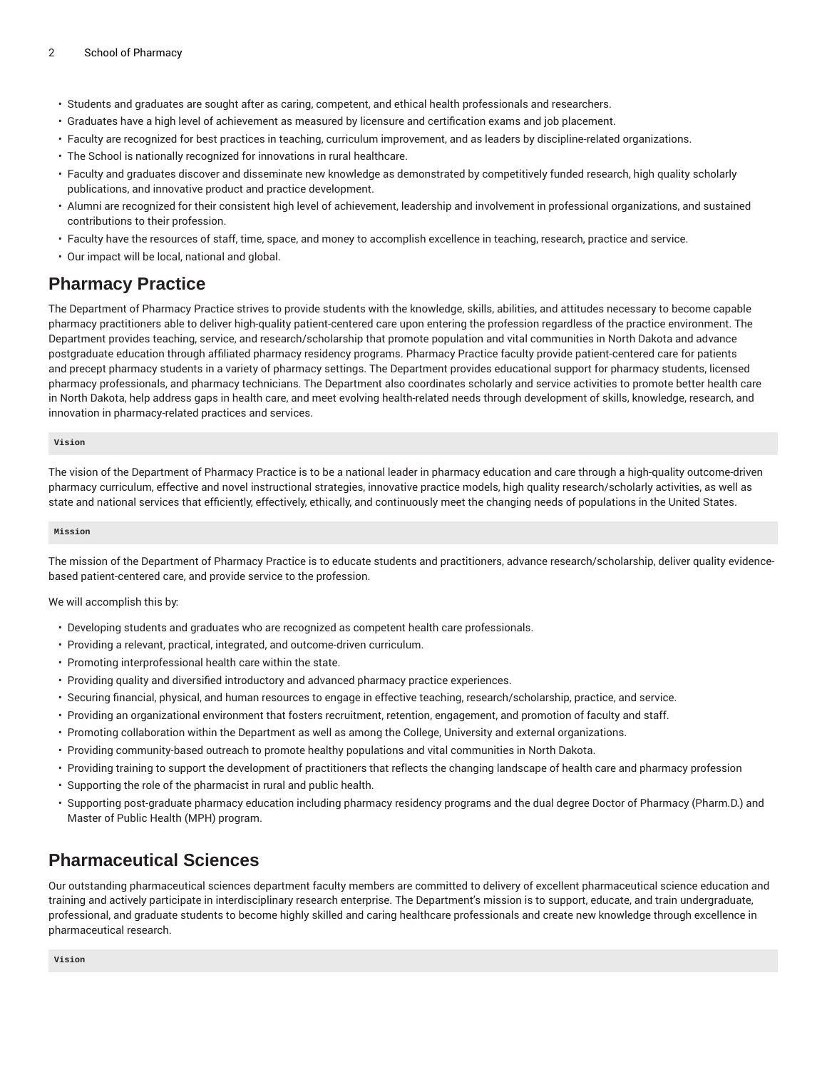- Students and graduates are sought after as caring, competent, and ethical health professionals and researchers.
- Graduates have a high level of achievement as measured by licensure and certification exams and job placement.
- Faculty are recognized for best practices in teaching, curriculum improvement, and as leaders by discipline-related organizations.
- The School is nationally recognized for innovations in rural healthcare.
- Faculty and graduates discover and disseminate new knowledge as demonstrated by competitively funded research, high quality scholarly publications, and innovative product and practice development.
- Alumni are recognized for their consistent high level of achievement, leadership and involvement in professional organizations, and sustained contributions to their profession.
- Faculty have the resources of staff, time, space, and money to accomplish excellence in teaching, research, practice and service.
- Our impact will be local, national and global.

## Pharmacy Practice

The Department of Pharmacy Practice strives to provide students with the knowledge, skills, abilities, and attitudes necessary to become capable pharmacy practitioners able to deliver high-quality patient-centered care upon entering the profession regardless of the practice environment. The Department provides teaching, service, and research/scholarship that promote population and vital communities in North Dakota and advance postgraduate education through affiliated pharmacy residency programs. Pharmacy Practice faculty provide patient-centered care for patients and precept pharmacy students in a variety of pharmacy settings. The Department provides educational support for pharmacy students, licensed pharmacy professionals, and pharmacy technicians. The Department also coordinates scholarly and service activities to promote better health care in North Dakota, help address gaps in health care, and meet evolving health-related needs through development of skills, knowledge, research, and innovation in pharmacy-related practices and services.

```
Vision
```

The vision of the Department of Pharmacy Practice is to be a national leader in pharmacy education and care through a high-quality outcome-driven pharmacy curriculum, effective and novel instructional strategies, innovative practice models, high quality research/scholarly activities, as well as state and national services that efficiently, effectively, ethically, and continuously meet the changing needs of populations in the United States.

```
Mission
```

The mission of the Department of Pharmacy Practice is to educate students and practitioners, advance research/scholarship, deliver quality evidence-based patient-centered care, and provide service to the profession.

We will accomplish this by:

- Developing students and graduates who are recognized as competent health care professionals.
- Providing a relevant, practical, integrated, and outcome-driven curriculum.
- Promoting interprofessional health care within the state.
- Providing quality and diversified introductory and advanced pharmacy practice experiences.
- Securing financial, physical, and human resources to engage in effective teaching, research/scholarship, practice, and service.
- Providing an organizational environment that fosters recruitment, retention, engagement, and promotion of faculty and staff.
- Promoting collaboration within the Department as well as among the College, University and external organizations.
- Providing community-based outreach to promote healthy populations and vital communities in North Dakota.
- Providing training to support the development of practitioners that reflects the changing landscape of health care and pharmacy profession
- Supporting the role of the pharmacist in rural and public health.
- Supporting post-graduate pharmacy education including pharmacy residency programs and the dual degree Doctor of Pharmacy (Pharm.D.) and Master of Public Health (MPH) program.

## Pharmaceutical Sciences

Our outstanding pharmaceutical sciences department faculty members are committed to delivery of excellent pharmaceutical science education and training and actively participate in interdisciplinary research enterprise. The Department's mission is to support, educate, and train undergraduate, professional, and graduate students to become highly skilled and caring healthcare professionals and create new knowledge through excellence in pharmaceutical research.

```
Vision
```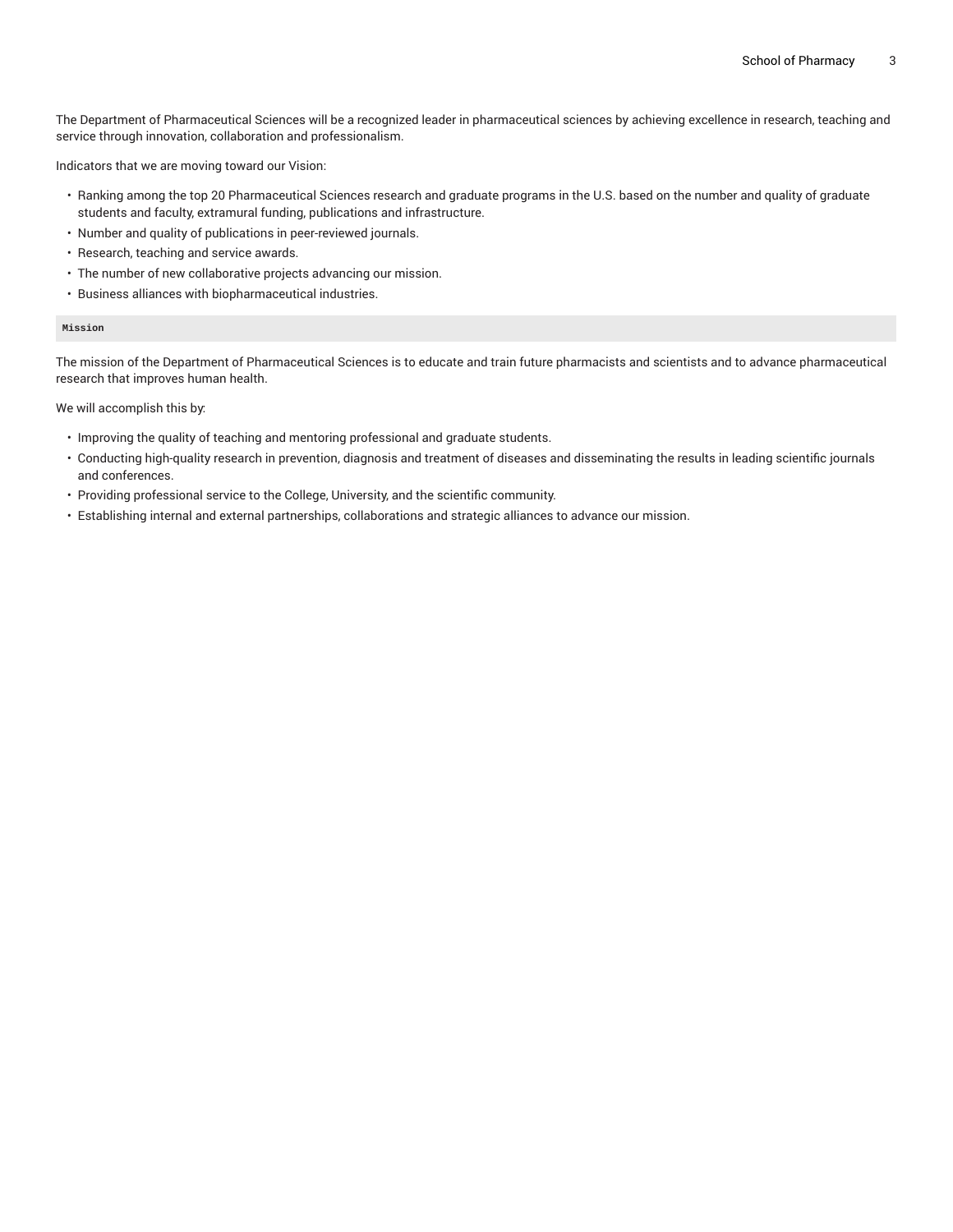The Department of Pharmaceutical Sciences will be a recognized leader in pharmaceutical sciences by achieving excellence in research, teaching and service through innovation, collaboration and professionalism.

Indicators that we are moving toward our Vision:

- Ranking among the top 20 Pharmaceutical Sciences research and graduate programs in the U.S. based on the number and quality of graduate students and faculty, extramural funding, publications and infrastructure.
- Number and quality of publications in peer-reviewed journals.
- Research, teaching and service awards.
- The number of new collaborative projects advancing our mission.
- Business alliances with biopharmaceutical industries.

#### Mission

The mission of the Department of Pharmaceutical Sciences is to educate and train future pharmacists and scientists and to advance pharmaceutical research that improves human health.

We will accomplish this by:

- Improving the quality of teaching and mentoring professional and graduate students.
- Conducting high-quality research in prevention, diagnosis and treatment of diseases and disseminating the results in leading scientific journals and conferences.
- Providing professional service to the College, University, and the scientific community.
- Establishing internal and external partnerships, collaborations and strategic alliances to advance our mission.